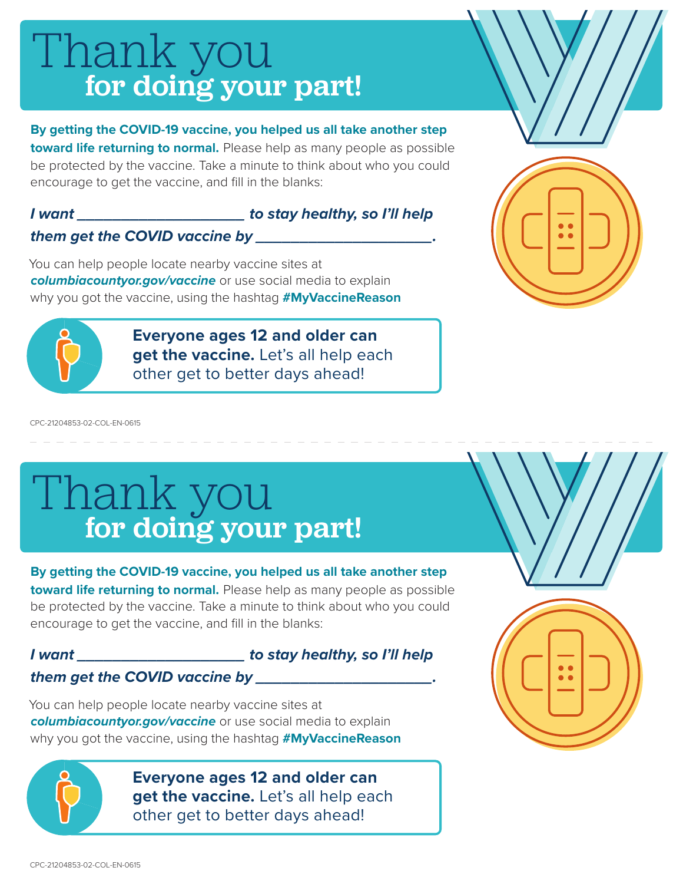# Thank you for doing your part!

**By getting the COVID-19 vaccine, you helped us all take another step toward life returning to normal.** Please help as many people as possible be protected by the vaccine. Take a minute to think about who you could encourage to get the vaccine, and fill in the blanks:

***I want ______________________ to stay healthy, so I'll help them get the COVID vaccine by ________________________.***

You can help people locate nearby vaccine sites at ***columbiacountyor.gov/vaccine*** or use social media to explain why you got the vaccine, using the hashtag **#MyVaccineReason**

**Everyone ages 12 and older can get the vaccine.** Let's all help each other get to better days ahead!

CPC-21204853-02-COL-EN-0615

---

# Thank you for doing your part!

**By getting the COVID-19 vaccine, you helped us all take another step toward life returning to normal.** Please help as many people as possible be protected by the vaccine. Take a minute to think about who you could encourage to get the vaccine, and fill in the blanks:

***I want ______________________ to stay healthy, so I'll help them get the COVID vaccine by ________________________.***

You can help people locate nearby vaccine sites at ***columbiacountyor.gov/vaccine*** or use social media to explain why you got the vaccine, using the hashtag **#MyVaccineReason**

**Everyone ages 12 and older can get the vaccine.** Let's all help each other get to better days ahead!

CPC-21204853-02-COL-EN-0615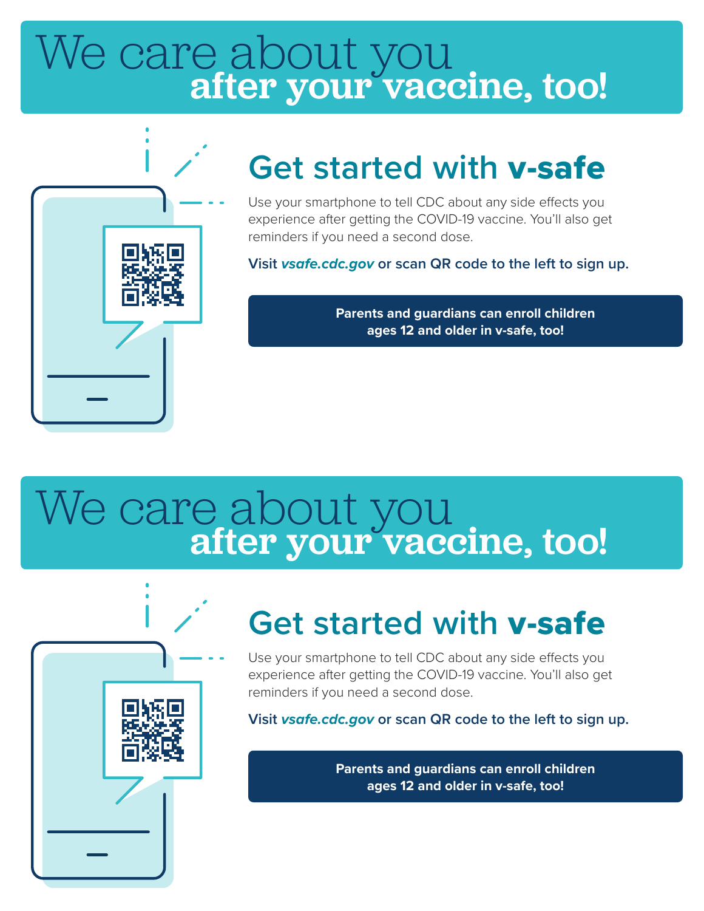# We care about you **after your vaccine, too!**

## Get started with **v-safe**

Use your smartphone to tell CDC about any side effects you experience after getting the COVID-19 vaccine. You'll also get reminders if you need a second dose.

**Visit *vsafe.cdc.gov* or scan QR code to the left to sign up.**

**Parents and guardians can enroll children ages 12 and older in v-safe, too!**

# We care about you **after your vaccine, too!**

## Get started with **v-safe**

Use your smartphone to tell CDC about any side effects you experience after getting the COVID-19 vaccine. You'll also get reminders if you need a second dose.

**Visit *vsafe.cdc.gov* or scan QR code to the left to sign up.**

**Parents and guardians can enroll children ages 12 and older in v-safe, too!**